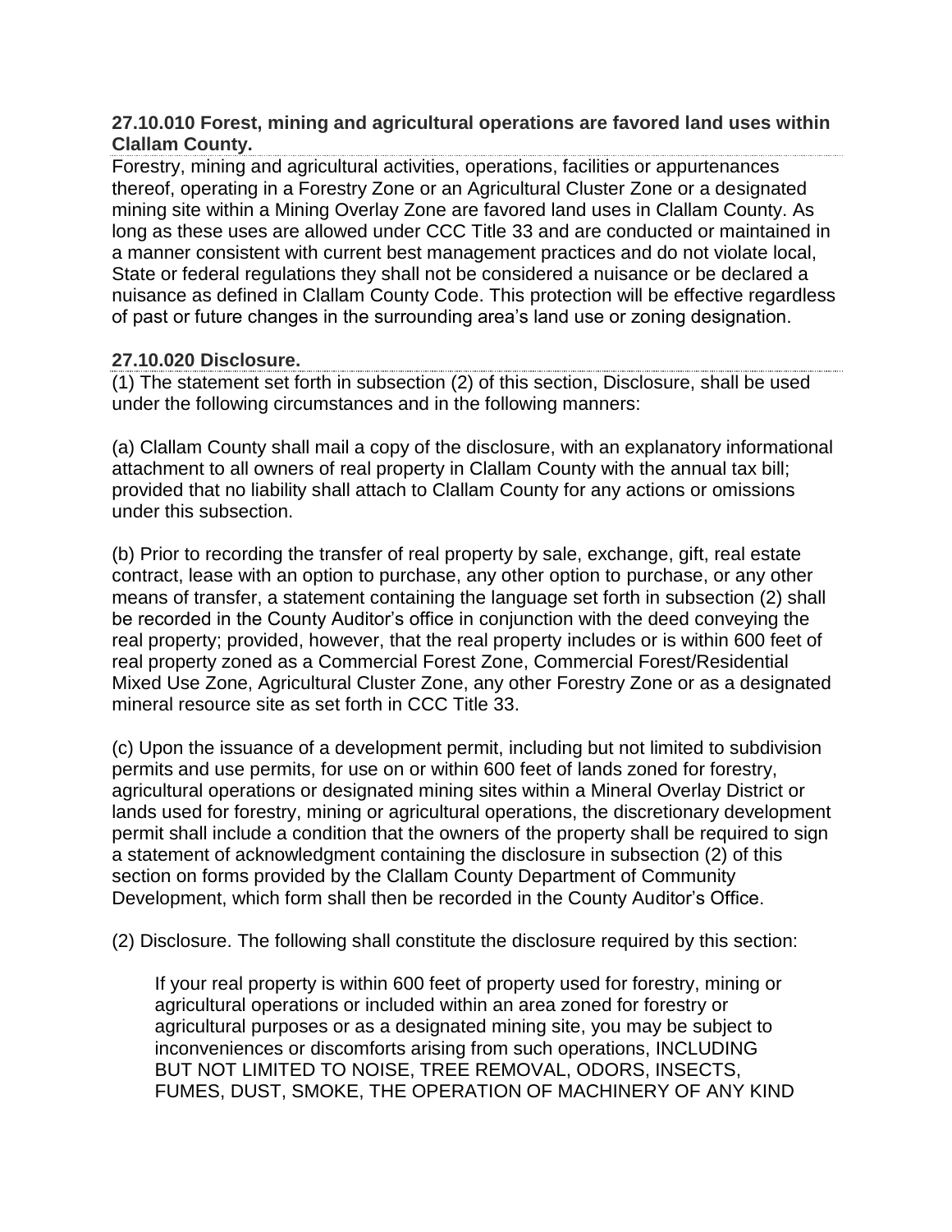**27.10.010 Forest, mining and agricultural operations are favored land uses within Clallam County.**

Forestry, mining and agricultural activities, operations, facilities or appurtenances thereof, operating in a Forestry Zone or an Agricultural Cluster Zone or a designated mining site within a Mining Overlay Zone are favored land uses in Clallam County. As long as these uses are allowed under CCC Title 33 and are conducted or maintained in a manner consistent with current best management practices and do not violate local, State or federal regulations they shall not be considered a nuisance or be declared a nuisance as defined in Clallam County Code. This protection will be effective regardless of past or future changes in the surrounding area's land use or zoning designation.

**27.10.020 Disclosure.**

(1) The statement set forth in subsection (2) of this section, Disclosure, shall be used under the following circumstances and in the following manners:

(a) Clallam County shall mail a copy of the disclosure, with an explanatory informational attachment to all owners of real property in Clallam County with the annual tax bill; provided that no liability shall attach to Clallam County for any actions or omissions under this subsection.

(b) Prior to recording the transfer of real property by sale, exchange, gift, real estate contract, lease with an option to purchase, any other option to purchase, or any other means of transfer, a statement containing the language set forth in subsection (2) shall be recorded in the County Auditor's office in conjunction with the deed conveying the real property; provided, however, that the real property includes or is within 600 feet of real property zoned as a Commercial Forest Zone, Commercial Forest/Residential Mixed Use Zone, Agricultural Cluster Zone, any other Forestry Zone or as a designated mineral resource site as set forth in CCC Title 33.

(c) Upon the issuance of a development permit, including but not limited to subdivision permits and use permits, for use on or within 600 feet of lands zoned for forestry, agricultural operations or designated mining sites within a Mineral Overlay District or lands used for forestry, mining or agricultural operations, the discretionary development permit shall include a condition that the owners of the property shall be required to sign a statement of acknowledgment containing the disclosure in subsection (2) of this section on forms provided by the Clallam County Department of Community Development, which form shall then be recorded in the County Auditor's Office.

(2) Disclosure. The following shall constitute the disclosure required by this section:

> If your real property is within 600 feet of property used for forestry, mining or agricultural operations or included within an area zoned for forestry or agricultural purposes or as a designated mining site, you may be subject to inconveniences or discomforts arising from such operations, INCLUDING BUT NOT LIMITED TO NOISE, TREE REMOVAL, ODORS, INSECTS, FUMES, DUST, SMOKE, THE OPERATION OF MACHINERY OF ANY KIND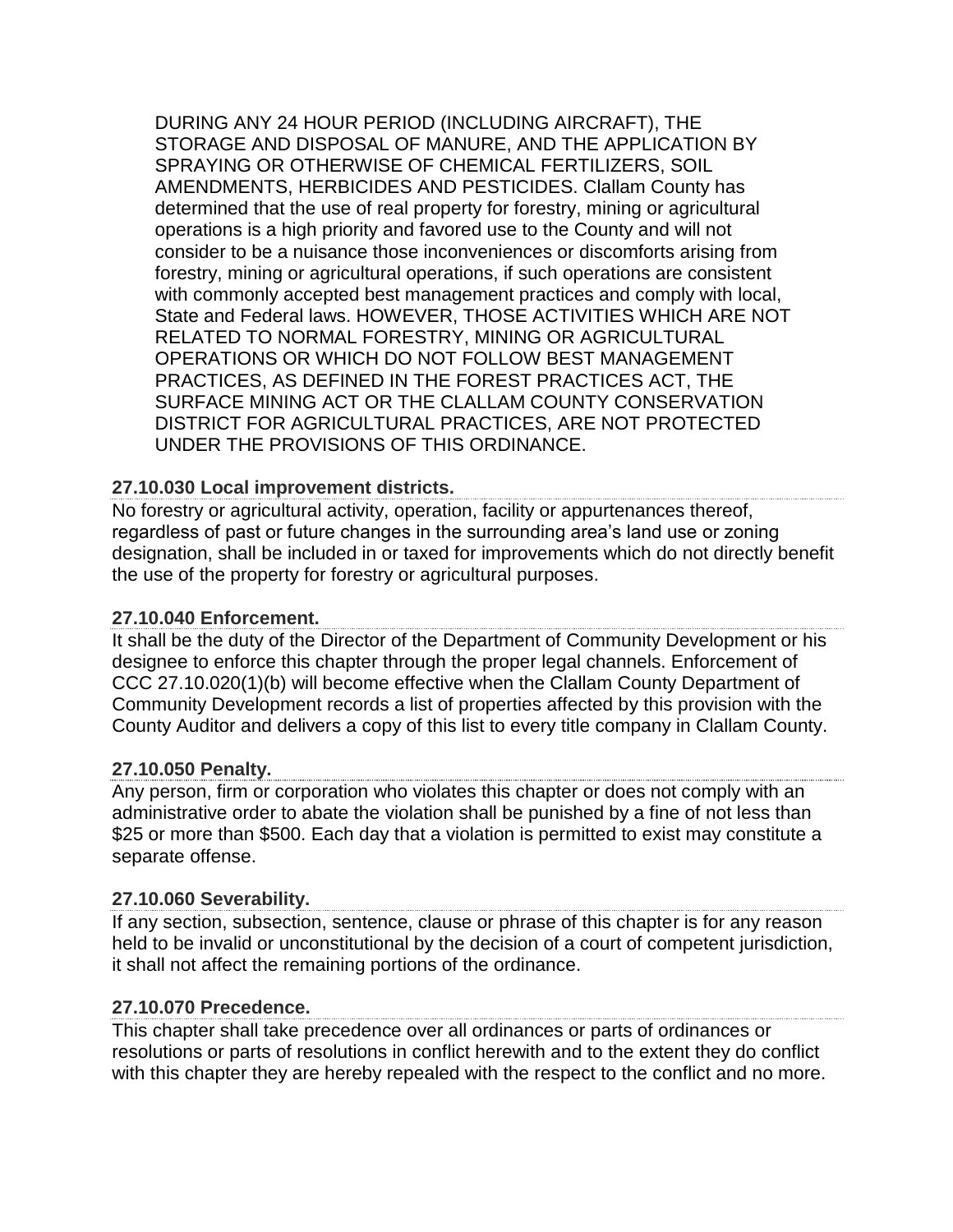DURING ANY 24 HOUR PERIOD (INCLUDING AIRCRAFT), THE STORAGE AND DISPOSAL OF MANURE, AND THE APPLICATION BY SPRAYING OR OTHERWISE OF CHEMICAL FERTILIZERS, SOIL AMENDMENTS, HERBICIDES AND PESTICIDES. Clallam County has determined that the use of real property for forestry, mining or agricultural operations is a high priority and favored use to the County and will not consider to be a nuisance those inconveniences or discomforts arising from forestry, mining or agricultural operations, if such operations are consistent with commonly accepted best management practices and comply with local, State and Federal laws. HOWEVER, THOSE ACTIVITIES WHICH ARE NOT RELATED TO NORMAL FORESTRY, MINING OR AGRICULTURAL OPERATIONS OR WHICH DO NOT FOLLOW BEST MANAGEMENT PRACTICES, AS DEFINED IN THE FOREST PRACTICES ACT, THE SURFACE MINING ACT OR THE CLALLAM COUNTY CONSERVATION DISTRICT FOR AGRICULTURAL PRACTICES, ARE NOT PROTECTED UNDER THE PROVISIONS OF THIS ORDINANCE.

### 27.10.030 Local improvement districts.

No forestry or agricultural activity, operation, facility or appurtenances thereof, regardless of past or future changes in the surrounding area's land use or zoning designation, shall be included in or taxed for improvements which do not directly benefit the use of the property for forestry or agricultural purposes.

### 27.10.040 Enforcement.

It shall be the duty of the Director of the Department of Community Development or his designee to enforce this chapter through the proper legal channels. Enforcement of CCC 27.10.020(1)(b) will become effective when the Clallam County Department of Community Development records a list of properties affected by this provision with the County Auditor and delivers a copy of this list to every title company in Clallam County.

### 27.10.050 Penalty.

Any person, firm or corporation who violates this chapter or does not comply with an administrative order to abate the violation shall be punished by a fine of not less than $25 or more than $500. Each day that a violation is permitted to exist may constitute a separate offense.

### 27.10.060 Severability.

If any section, subsection, sentence, clause or phrase of this chapter is for any reason held to be invalid or unconstitutional by the decision of a court of competent jurisdiction, it shall not affect the remaining portions of the ordinance.

### 27.10.070 Precedence.

This chapter shall take precedence over all ordinances or parts of ordinances or resolutions or parts of resolutions in conflict herewith and to the extent they do conflict with this chapter they are hereby repealed with the respect to the conflict and no more.